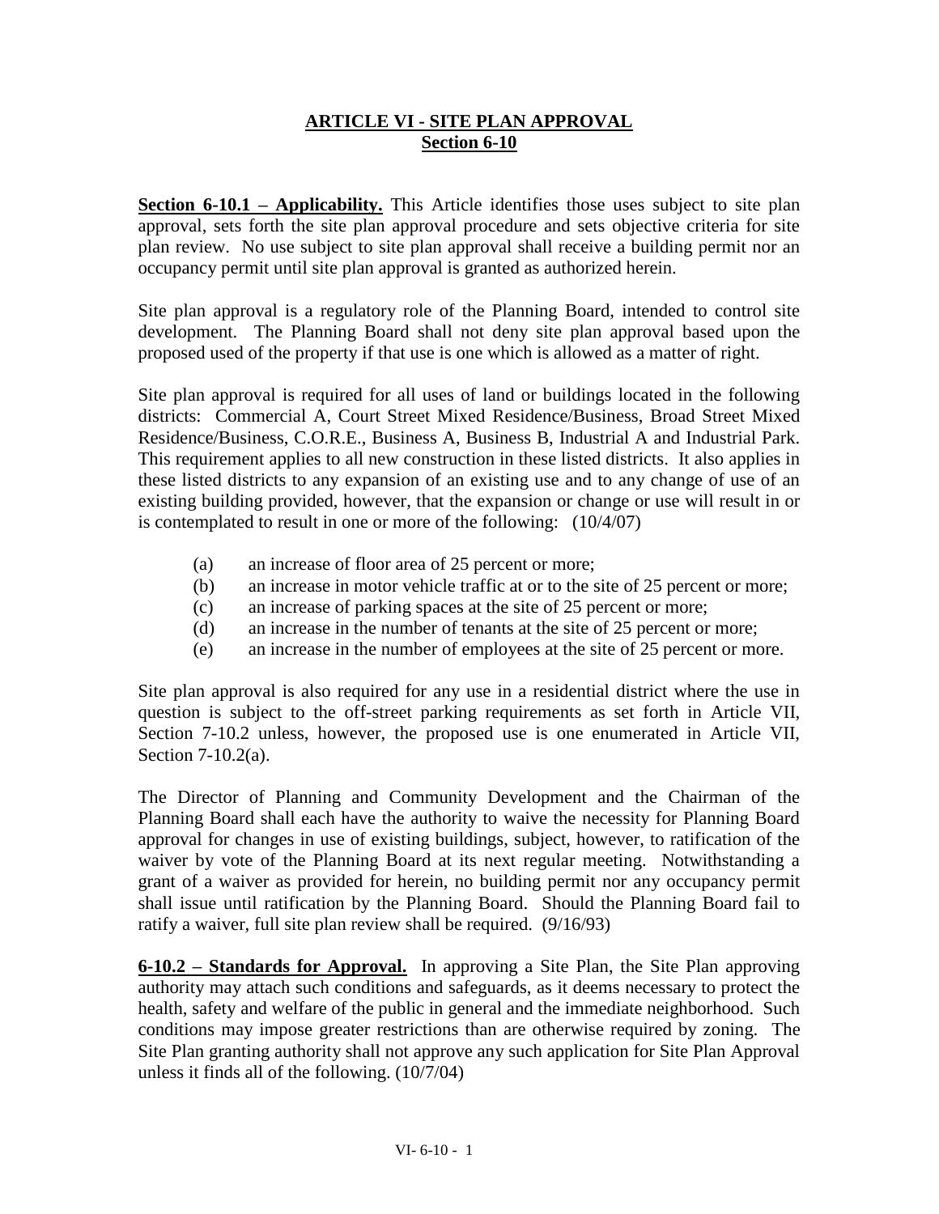# ARTICLE VI - SITE PLAN APPROVAL
## Section 6-10

**Section 6-10.1 – Applicability.** This Article identifies those uses subject to site plan approval, sets forth the site plan approval procedure and sets objective criteria for site plan review. No use subject to site plan approval shall receive a building permit nor an occupancy permit until site plan approval is granted as authorized herein.

Site plan approval is a regulatory role of the Planning Board, intended to control site development. The Planning Board shall not deny site plan approval based upon the proposed used of the property if that use is one which is allowed as a matter of right.

Site plan approval is required for all uses of land or buildings located in the following districts: Commercial A, Court Street Mixed Residence/Business, Broad Street Mixed Residence/Business, C.O.R.E., Business A, Business B, Industrial A and Industrial Park. This requirement applies to all new construction in these listed districts. It also applies in these listed districts to any expansion of an existing use and to any change of use of an existing building provided, however, that the expansion or change use will result in or is contemplated to result in one or more of the following: (10/4/07)

- (a) an increase of floor area of 25 percent or more;
- (b) an increase in motor vehicle traffic at or to the site of 25 percent or more;
- (c) an increase of parking spaces at the site of 25 percent or more;
- (d) an increase in the number of tenants at the site of 25 percent or more;
- (e) an increase in the number of employees at the site of 25 percent or more.

Site plan approval is also required for any use in a residential district where the use in question is subject to the off-street parking requirements as set forth in Article VII, Section 7-10.2 unless, however, the proposed use is one enumerated in Article VII, Section 7-10.2(a).

The Director of Planning and Community Development and the Chairman of the Planning Board shall each have the authority to waive the necessity for Planning Board approval for changes in use of existing buildings, subject, however, to ratification of the waiver by vote of the Planning Board at its next regular meeting. Notwithstanding a grant of a waiver as provided for herein, no building permit nor any occupancy permit shall issue until ratification by the Planning Board. Should the Planning Board fail to ratify a waiver, full site plan review shall be required. (9/16/93)

**6-10.2 – Standards for Approval.** In approving a Site Plan, the Site Plan approving authority may attach such conditions and safeguards, as it deems necessary to protect the health, safety and welfare of the public in general and the immediate neighborhood. Such conditions may impose greater restrictions than are otherwise required by zoning. The Site Plan granting authority shall not approve any such application for Site Plan Approval unless it finds all of the following. (10/7/04)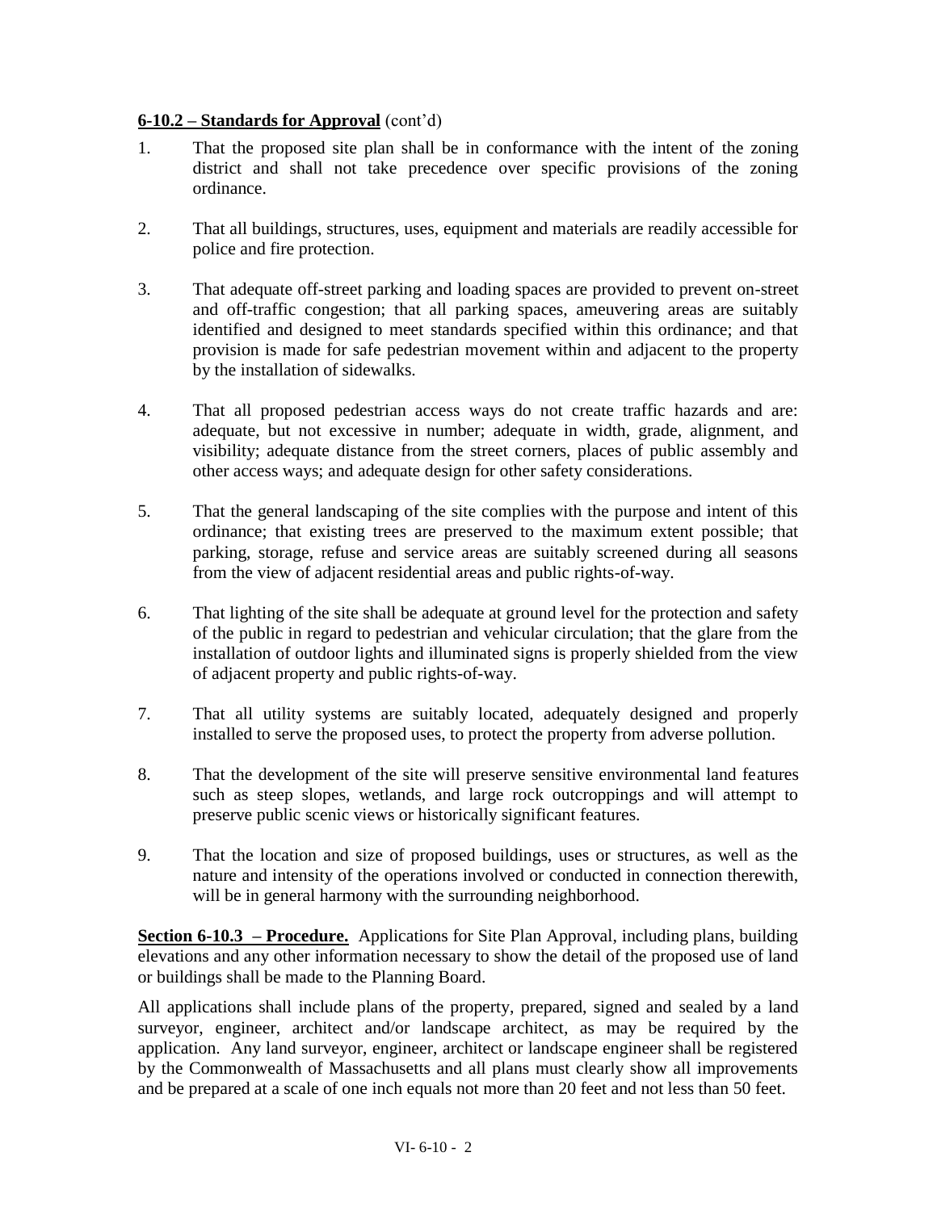**6-10.2 – Standards for Approval** (cont'd)

1. That the proposed site plan shall be in conformance with the intent of the zoning district and shall not take precedence over specific provisions of the zoning ordinance.

2. That all buildings, structures, uses, equipment and materials are readily accessible for police and fire protection.

3. That adequate off-street parking and loading spaces are provided to prevent on-street and off-traffic congestion; that all parking spaces, ameuvering areas are suitably identified and designed to meet standards specified within this ordinance; and that provision is made for safe pedestrian movement within and adjacent to the property by the installation of sidewalks.

4. That all proposed pedestrian access ways do not create traffic hazards and are: adequate, but not excessive in number; adequate in width, grade, alignment, and visibility; adequate distance from the street corners, places of public assembly and other access ways; and adequate design for other safety considerations.

5. That the general landscaping of the site complies with the purpose and intent of this ordinance; that existing trees are preserved to the maximum extent possible; that parking, storage, refuse and service areas are suitably screened during all seasons from the view of adjacent residential areas and public rights-of-way.

6. That lighting of the site shall be adequate at ground level for the protection and safety of the public in regard to pedestrian and vehicular circulation; that the glare from the installation of outdoor lights and illuminated signs is properly shielded from the view of adjacent property and public rights-of-way.

7. That all utility systems are suitably located, adequately designed and properly installed to serve the proposed uses, to protect the property from adverse pollution.

8. That the development of the site will preserve sensitive environmental land features such as steep slopes, wetlands, and large rock outcroppings and will attempt to preserve public scenic views or historically significant features.

9. That the location and size of proposed buildings, uses or structures, as well as the nature and intensity of the operations involved or conducted in connection therewith, will be in general harmony with the surrounding neighborhood.

**Section 6-10.3 – Procedure.** Applications for Site Plan Approval, including plans, building elevations and any other information necessary to show the detail of the proposed use of land or buildings shall be made to the Planning Board.

All applications shall include plans of the property, prepared, signed and sealed by a land surveyor, engineer, architect and/or landscape architect, as may be required by the application. Any land surveyor, engineer, architect or landscape engineer shall be registered by the Commonwealth of Massachusetts and all plans must clearly show all improvements and be prepared at a scale of one inch equals not more than 20 feet and not less than 50 feet.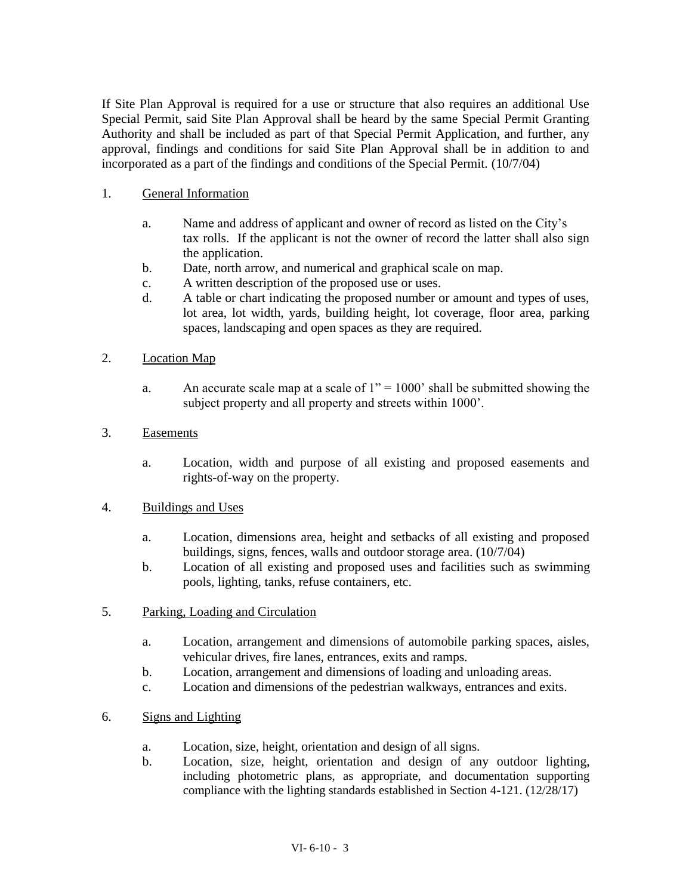If Site Plan Approval is required for a use or structure that also requires an additional Use Special Permit, said Site Plan Approval shall be heard by the same Special Permit Granting Authority and shall be included as part of that Special Permit Application, and further, any approval, findings and conditions for said Site Plan Approval shall be in addition to and incorporated as a part of the findings and conditions of the Special Permit. (10/7/04)

1. General Information

   a. Name and address of applicant and owner of record as listed on the City's tax rolls. If the applicant is not the owner of record the latter shall also sign the application.
   b. Date, north arrow, and numerical and graphical scale on map.
   c. A written description of the proposed use or uses.
   d. A table or chart indicating the proposed number or amount and types of uses, lot area, lot width, yards, building height, lot coverage, floor area, parking spaces, landscaping and open spaces as they are required.

2. Location Map

   a. An accurate scale map at a scale of 1" = 1000' shall be submitted showing the subject property and all property and streets within 1000'.

3. Easements

   a. Location, width and purpose of all existing and proposed easements and rights-of-way on the property.

4. Buildings and Uses

   a. Location, dimensions area, height and setbacks of all existing and proposed buildings, signs, fences, walls and outdoor storage area. (10/7/04)
   b. Location of all existing and proposed uses and facilities such as swimming pools, lighting, tanks, refuse containers, etc.

5. Parking, Loading and Circulation

   a. Location, arrangement and dimensions of automobile parking spaces, aisles, vehicular drives, fire lanes, entrances, exits and ramps.
   b. Location, arrangement and dimensions of loading and unloading areas.
   c. Location and dimensions of the pedestrian walkways, entrances and exits.

6. Signs and Lighting

   a. Location, size, height, orientation and design of all signs.
   b. Location, size, height, orientation and design of any outdoor lighting, including photometric plans, as appropriate, and documentation supporting compliance with the lighting standards established in Section 4-121. (12/28/17)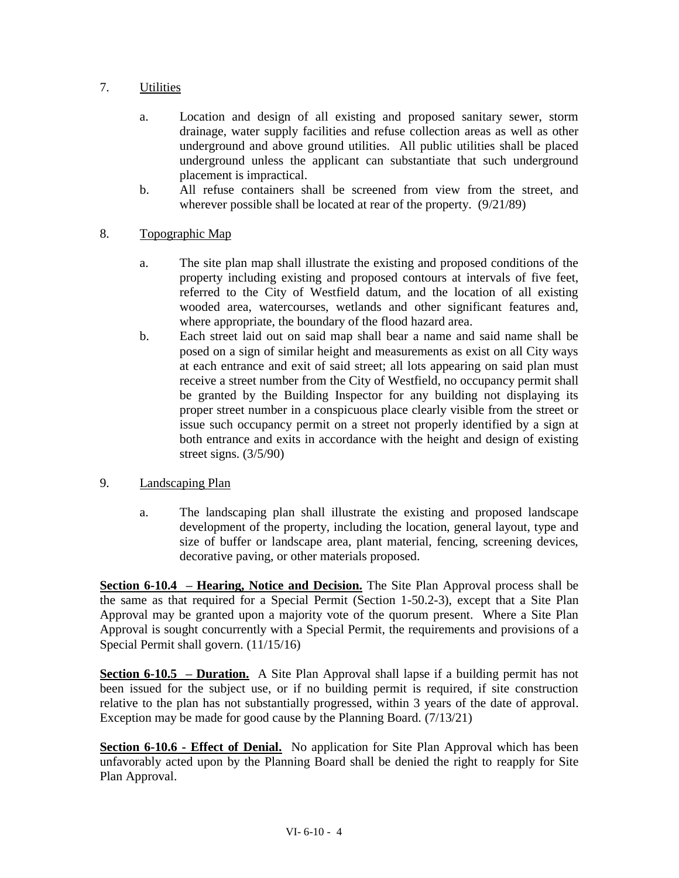7. Utilities

   a. Location and design of all existing and proposed sanitary sewer, storm drainage, water supply facilities and refuse collection areas as well as other underground and above ground utilities. All public utilities shall be placed underground unless the applicant can substantiate that such underground placement is impractical.
   b. All refuse containers shall be screened from view from the street, and wherever possible shall be located at rear of the property. (9/21/89)

8. Topographic Map

   a. The site plan map shall illustrate the existing and proposed conditions of the property including existing and proposed contours at intervals of five feet, referred to the City of Westfield datum, and the location of all existing wooded area, watercourses, wetlands and other significant features and, where appropriate, the boundary of the flood hazard area.
   b. Each street laid out on said map shall bear a name and said name shall be posed on a sign of similar height and measurements as exist on all City ways at each entrance and exit of said street; all lots appearing on said plan must receive a street number from the City of Westfield, no occupancy permit shall be granted by the Building Inspector for any building not displaying its proper street number in a conspicuous place clearly visible from the street or issue such occupancy permit on a street not properly identified by a sign at both entrance and exits in accordance with the height and design of existing street signs. (3/5/90)

9. Landscaping Plan

   a. The landscaping plan shall illustrate the existing and proposed landscape development of the property, including the location, general layout, type and size of buffer or landscape area, plant material, fencing, screening devices, decorative paving, or other materials proposed.

**Section 6-10.4 – Hearing, Notice and Decision.** The Site Plan Approval process shall be the same as that required for a Special Permit (Section 1-50.2-3), except that a Site Plan Approval may be granted upon a majority vote of the quorum present. Where a Site Plan Approval is sought concurrently with a Special Permit, the requirements and provisions of a Special Permit shall govern. (11/15/16)

**Section 6-10.5 – Duration.** A Site Plan Approval shall lapse if a building permit has not been issued for the subject use, or if no building permit is required, if site construction relative to the plan has not substantially progressed, within 3 years of the date of approval. Exception may be made for good cause by the Planning Board. (7/13/21)

**Section 6-10.6 - Effect of Denial.** No application for Site Plan Approval which has been unfavorably acted upon by the Planning Board shall be denied the right to reapply for Site Plan Approval.